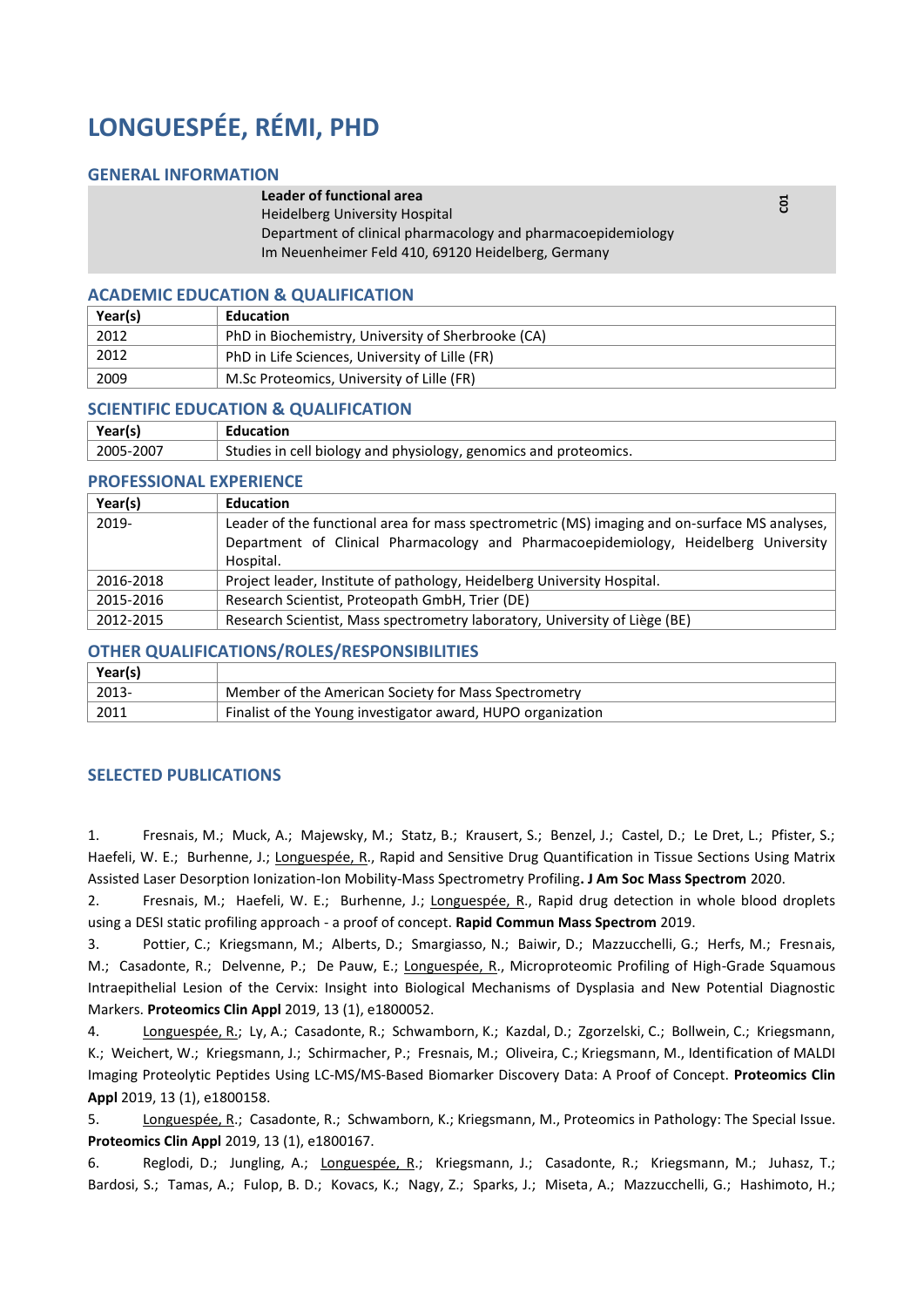# LONGUESPÉE, RÉMI, PHD

## GENERAL INFORMATION

**Leader of functional area**
Heidelberg University Hospital
Department of clinical pharmacology and pharmacoepidemiology
Im Neuenheimer Feld 410, 69120 Heidelberg, Germany

C01

## ACADEMIC EDUCATION & QUALIFICATION

| Year(s) | Education |
|---|---|
| 2012 | PhD in Biochemistry, University of Sherbrooke (CA) |
| 2012 | PhD in Life Sciences, University of Lille (FR) |
| 2009 | M.Sc Proteomics, University of Lille (FR) |

## SCIENTIFIC EDUCATION & QUALIFICATION

| Year(s) | Education |
|---|---|
| 2005-2007 | Studies in cell biology and physiology, genomics and proteomics. |

## PROFESSIONAL EXPERIENCE

| Year(s) | Education |
|---|---|
| 2019- | Leader of the functional area for mass spectrometric (MS) imaging and on-surface MS analyses, Department of Clinical Pharmacology and Pharmacoepidemiology, Heidelberg University Hospital. |
| 2016-2018 | Project leader, Institute of pathology, Heidelberg University Hospital. |
| 2015-2016 | Research Scientist, Proteopath GmbH, Trier (DE) |
| 2012-2015 | Research Scientist, Mass spectrometry laboratory, University of Liège (BE) |

## OTHER QUALIFICATIONS/ROLES/RESPONSIBILITIES

| Year(s) | |
|---|---|
| 2013- | Member of the American Society for Mass Spectrometry |
| 2011 | Finalist of the Young investigator award, HUPO organization |

## SELECTED PUBLICATIONS

1. Fresnais, M.; Muck, A.; Majewsky, M.; Statz, B.; Krausert, S.; Benzel, J.; Castel, D.; Le Dret, L.; Pfister, S.; Haefeli, W. E.; Burhenne, J.; Longuespée, R., Rapid and Sensitive Drug Quantification in Tissue Sections Using Matrix Assisted Laser Desorption Ionization-Ion Mobility-Mass Spectrometry Profiling**. J Am Soc Mass Spectrom** 2020.

2. Fresnais, M.; Haefeli, W. E.; Burhenne, J.; Longuespée, R., Rapid drug detection in whole blood droplets using a DESI static profiling approach - a proof of concept. **Rapid Commun Mass Spectrom** 2019.

3. Pottier, C.; Kriegsmann, M.; Alberts, D.; Smargiasso, N.; Baiwir, D.; Mazzucchelli, G.; Herfs, M.; Fresnais, M.; Casadonte, R.; Delvenne, P.; De Pauw, E.; Longuespée, R., Microproteomic Profiling of High-Grade Squamous Intraepithelial Lesion of the Cervix: Insight into Biological Mechanisms of Dysplasia and New Potential Diagnostic Markers. **Proteomics Clin Appl** 2019, 13 (1), e1800052.

4. Longuespée, R.; Ly, A.; Casadonte, R.; Schwamborn, K.; Kazdal, D.; Zgorzelski, C.; Bollwein, C.; Kriegsmann, K.; Weichert, W.; Kriegsmann, J.; Schirmacher, P.; Fresnais, M.; Oliveira, C.; Kriegsmann, M., Identification of MALDI Imaging Proteolytic Peptides Using LC-MS/MS-Based Biomarker Discovery Data: A Proof of Concept. **Proteomics Clin Appl** 2019, 13 (1), e1800158.

5. Longuespée, R.; Casadonte, R.; Schwamborn, K.; Kriegsmann, M., Proteomics in Pathology: The Special Issue. **Proteomics Clin Appl** 2019, 13 (1), e1800167.

6. Reglodi, D.; Jungling, A.; Longuespée, R.; Kriegsmann, J.; Casadonte, R.; Kriegsmann, M.; Juhasz, T.; Bardosi, S.; Tamas, A.; Fulop, B. D.; Kovacs, K.; Nagy, Z.; Sparks, J.; Miseta, A.; Mazzucchelli, G.; Hashimoto, H.;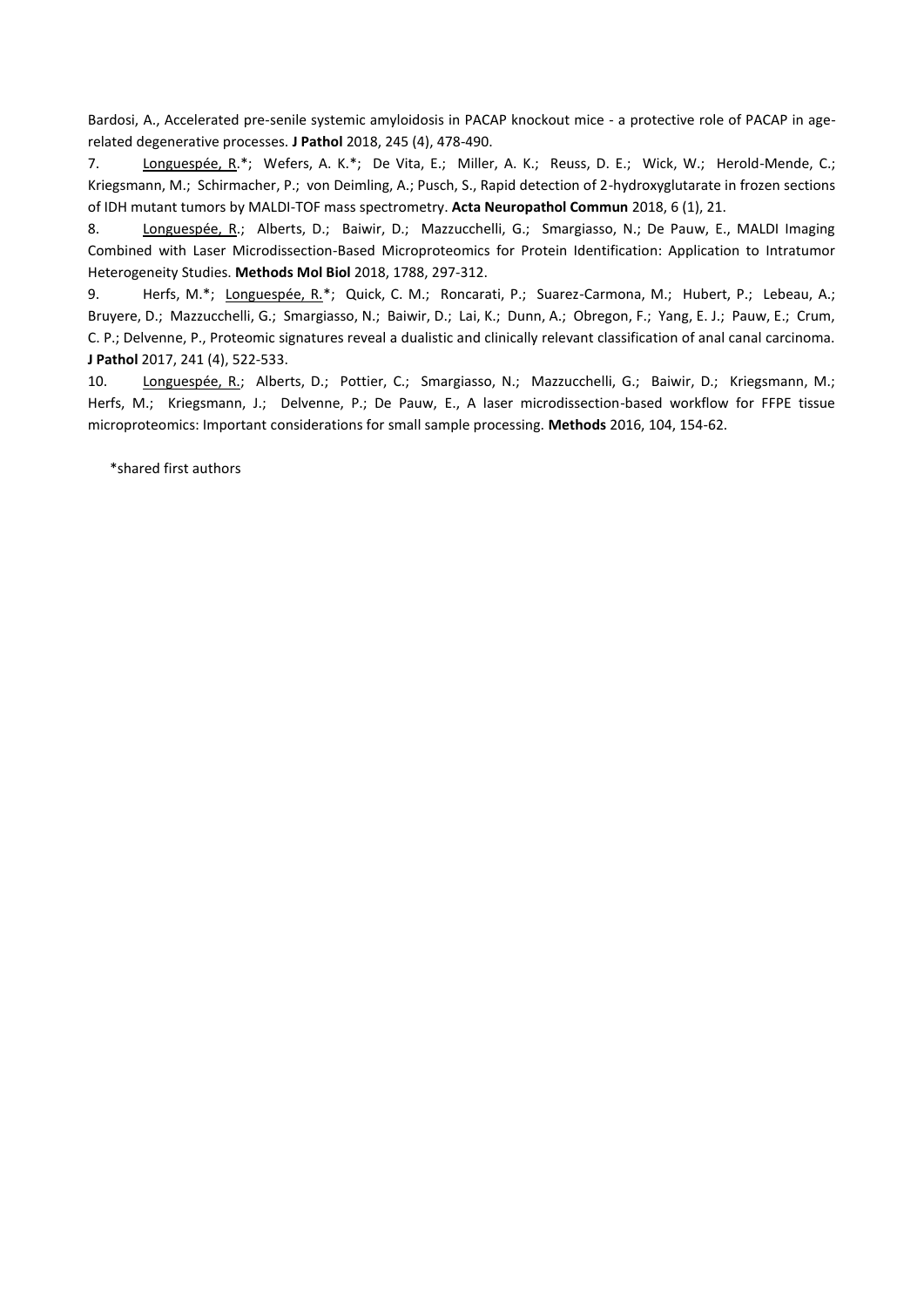Bardosi, A., Accelerated pre-senile systemic amyloidosis in PACAP knockout mice - a protective role of PACAP in age-related degenerative processes. **J Pathol** 2018, 245 (4), 478-490.

7. Longuespée, R.*; Wefers, A. K.*; De Vita, E.; Miller, A. K.; Reuss, D. E.; Wick, W.; Herold-Mende, C.; Kriegsmann, M.; Schirmacher, P.; von Deimling, A.; Pusch, S., Rapid detection of 2-hydroxyglutarate in frozen sections of IDH mutant tumors by MALDI-TOF mass spectrometry. **Acta Neuropathol Commun** 2018, 6 (1), 21.

8. Longuespée, R.; Alberts, D.; Baiwir, D.; Mazzucchelli, G.; Smargiasso, N.; De Pauw, E., MALDI Imaging Combined with Laser Microdissection-Based Microproteomics for Protein Identification: Application to Intratumor Heterogeneity Studies. **Methods Mol Biol** 2018, 1788, 297-312.

9. Herfs, M.*; Longuespée, R.*; Quick, C. M.; Roncarati, P.; Suarez-Carmona, M.; Hubert, P.; Lebeau, A.; Bruyere, D.; Mazzucchelli, G.; Smargiasso, N.; Baiwir, D.; Lai, K.; Dunn, A.; Obregon, F.; Yang, E. J.; Pauw, E.; Crum, C. P.; Delvenne, P., Proteomic signatures reveal a dualistic and clinically relevant classification of anal canal carcinoma. **J Pathol** 2017, 241 (4), 522-533.

10. Longuespée, R.; Alberts, D.; Pottier, C.; Smargiasso, N.; Mazzucchelli, G.; Baiwir, D.; Kriegsmann, M.; Herfs, M.; Kriegsmann, J.; Delvenne, P.; De Pauw, E., A laser microdissection-based workflow for FFPE tissue microproteomics: Important considerations for small sample processing. **Methods** 2016, 104, 154-62.

*shared first authors